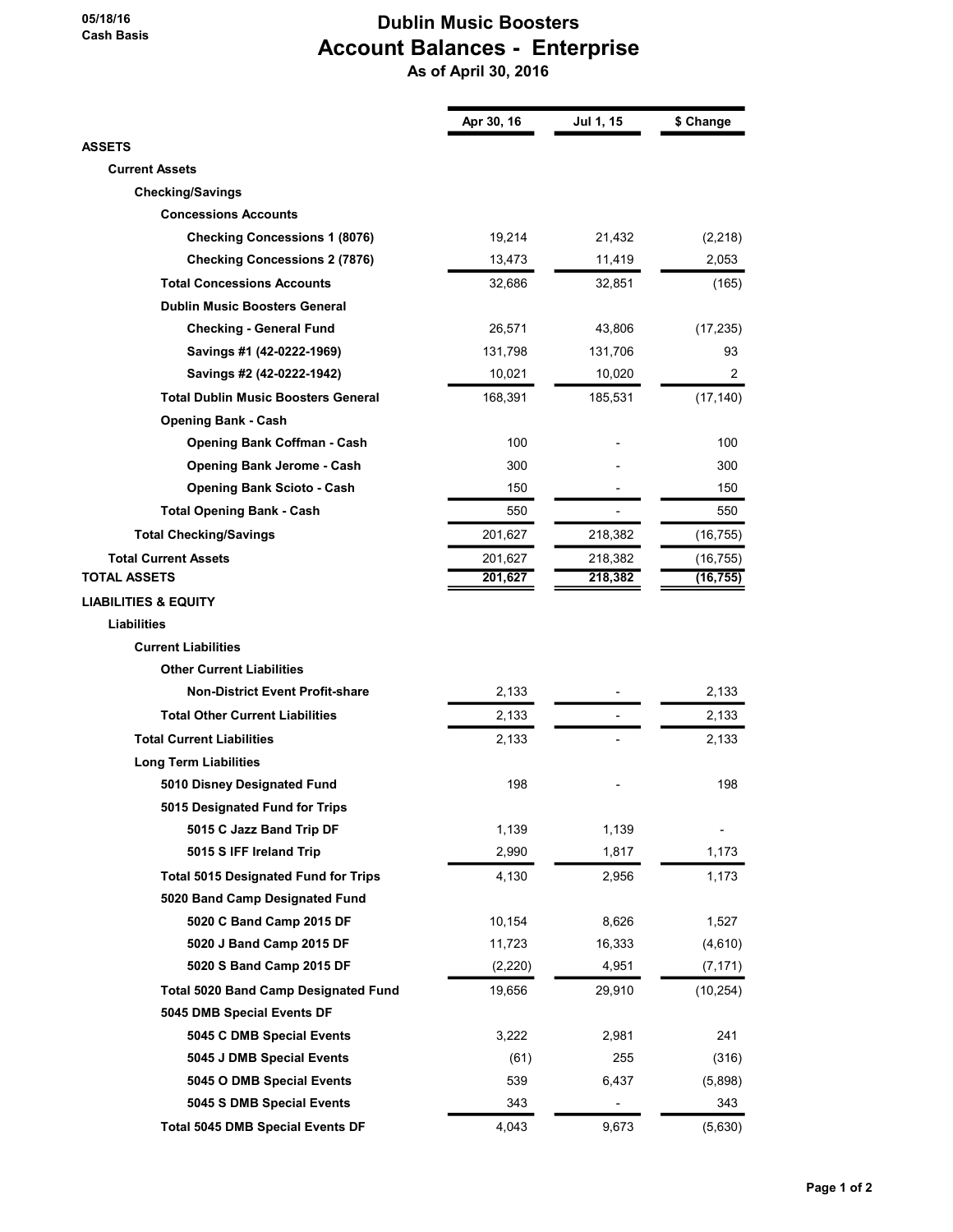05/18/16
Cash Basis

# Dublin Music Boosters
## Account Balances - Enterprise
### As of April 30, 2016

| | Apr 30, 16 | Jul 1, 15 | $ Change |
|---|---|---|---|
| **ASSETS** | | | |
| **Current Assets** | | | |
| **Checking/Savings** | | | |
| **Concessions Accounts** | | | |
| **Checking Concessions 1 (8076)** | 19,214 | 21,432 | (2,218) |
| **Checking Concessions 2 (7876)** | 13,473 | 11,419 | 2,053 |
| **Total Concessions Accounts** | 32,686 | 32,851 | (165) |
| **Dublin Music Boosters General** | | | |
| **Checking - General Fund** | 26,571 | 43,806 | (17,235) |
| **Savings #1 (42-0222-1969)** | 131,798 | 131,706 | 93 |
| **Savings #2 (42-0222-1942)** | 10,021 | 10,020 | 2 |
| **Total Dublin Music Boosters General** | 168,391 | 185,531 | (17,140) |
| **Opening Bank - Cash** | | | |
| **Opening Bank Coffman - Cash** | 100 | - | 100 |
| **Opening Bank Jerome - Cash** | 300 | - | 300 |
| **Opening Bank Scioto - Cash** | 150 | - | 150 |
| **Total Opening Bank - Cash** | 550 | - | 550 |
| **Total Checking/Savings** | 201,627 | 218,382 | (16,755) |
| **Total Current Assets** | 201,627 | 218,382 | (16,755) |
| **TOTAL ASSETS** | **201,627** | **218,382** | **(16,755)** |
| **LIABILITIES & EQUITY** | | | |
| **Liabilities** | | | |
| **Current Liabilities** | | | |
| **Other Current Liabilities** | | | |
| **Non-District Event Profit-share** | 2,133 | - | 2,133 |
| **Total Other Current Liabilities** | 2,133 | - | 2,133 |
| **Total Current Liabilities** | 2,133 | - | 2,133 |
| **Long Term Liabilities** | | | |
| **5010 Disney Designated Fund** | 198 | - | 198 |
| **5015 Designated Fund for Trips** | | | |
| **5015 C Jazz Band Trip DF** | 1,139 | 1,139 | - |
| **5015 S IFF Ireland Trip** | 2,990 | 1,817 | 1,173 |
| **Total 5015 Designated Fund for Trips** | 4,130 | 2,956 | 1,173 |
| **5020 Band Camp Designated Fund** | | | |
| **5020 C Band Camp 2015 DF** | 10,154 | 8,626 | 1,527 |
| **5020 J Band Camp 2015 DF** | 11,723 | 16,333 | (4,610) |
| **5020 S Band Camp 2015 DF** | (2,220) | 4,951 | (7,171) |
| **Total 5020 Band Camp Designated Fund** | 19,656 | 29,910 | (10,254) |
| **5045 DMB Special Events DF** | | | |
| **5045 C DMB Special Events** | 3,222 | 2,981 | 241 |
| **5045 J DMB Special Events** | (61) | 255 | (316) |
| **5045 O DMB Special Events** | 539 | 6,437 | (5,898) |
| **5045 S DMB Special Events** | 343 | - | 343 |
| **Total 5045 DMB Special Events DF** | 4,043 | 9,673 | (5,630) |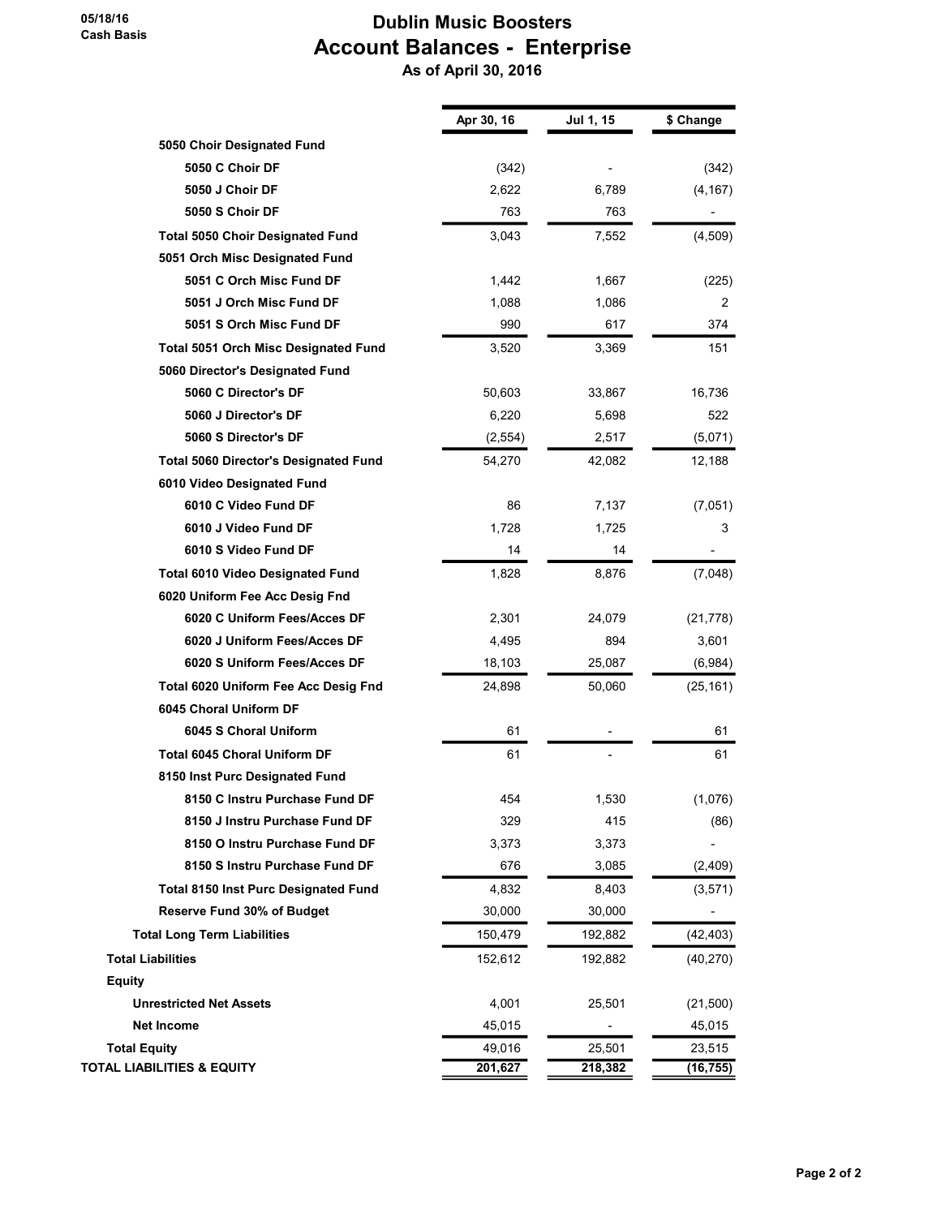05/18/16
Cash Basis

# Dublin Music Boosters
## Account Balances - Enterprise
### As of April 30, 2016

| | Apr 30, 16 | Jul 1, 15 | $ Change |
|---|---|---|---|
| **5050 Choir Designated Fund** | | | |
| **5050 C Choir DF** | (342) | - | (342) |
| **5050 J Choir DF** | 2,622 | 6,789 | (4,167) |
| **5050 S Choir DF** | 763 | 763 | - |
| **Total 5050 Choir Designated Fund** | 3,043 | 7,552 | (4,509) |
| **5051 Orch Misc Designated Fund** | | | |
| **5051 C Orch Misc Fund DF** | 1,442 | 1,667 | (225) |
| **5051 J Orch Misc Fund DF** | 1,088 | 1,086 | 2 |
| **5051 S Orch Misc Fund DF** | 990 | 617 | 374 |
| **Total 5051 Orch Misc Designated Fund** | 3,520 | 3,369 | 151 |
| **5060 Director's Designated Fund** | | | |
| **5060 C Director's DF** | 50,603 | 33,867 | 16,736 |
| **5060 J Director's DF** | 6,220 | 5,698 | 522 |
| **5060 S Director's DF** | (2,554) | 2,517 | (5,071) |
| **Total 5060 Director's Designated Fund** | 54,270 | 42,082 | 12,188 |
| **6010 Video Designated Fund** | | | |
| **6010 C Video Fund DF** | 86 | 7,137 | (7,051) |
| **6010 J Video Fund DF** | 1,728 | 1,725 | 3 |
| **6010 S Video Fund DF** | 14 | 14 | - |
| **Total 6010 Video Designated Fund** | 1,828 | 8,876 | (7,048) |
| **6020 Uniform Fee Acc Desig Fnd** | | | |
| **6020 C Uniform Fees/Acces DF** | 2,301 | 24,079 | (21,778) |
| **6020 J Uniform Fees/Acces DF** | 4,495 | 894 | 3,601 |
| **6020 S Uniform Fees/Acces DF** | 18,103 | 25,087 | (6,984) |
| **Total 6020 Uniform Fee Acc Desig Fnd** | 24,898 | 50,060 | (25,161) |
| **6045 Choral Uniform DF** | | | |
| **6045 S Choral Uniform** | 61 | - | 61 |
| **Total 6045 Choral Uniform DF** | 61 | - | 61 |
| **8150 Inst Purc Designated Fund** | | | |
| **8150 C Instru Purchase Fund DF** | 454 | 1,530 | (1,076) |
| **8150 J Instru Purchase Fund DF** | 329 | 415 | (86) |
| **8150 O Instru Purchase Fund DF** | 3,373 | 3,373 | - |
| **8150 S Instru Purchase Fund DF** | 676 | 3,085 | (2,409) |
| **Total 8150 Inst Purc Designated Fund** | 4,832 | 8,403 | (3,571) |
| **Reserve Fund 30% of Budget** | 30,000 | 30,000 | - |
| **Total Long Term Liabilities** | 150,479 | 192,882 | (42,403) |
| **Total Liabilities** | 152,612 | 192,882 | (40,270) |
| **Equity** | | | |
| **Unrestricted Net Assets** | 4,001 | 25,501 | (21,500) |
| **Net Income** | 45,015 | - | 45,015 |
| **Total Equity** | 49,016 | 25,501 | 23,515 |
| **TOTAL LIABILITIES & EQUITY** | 201,627 | 218,382 | (16,755) |